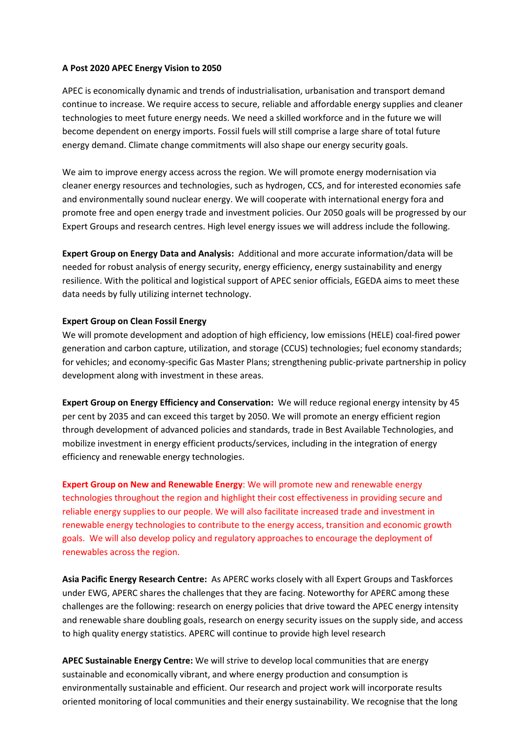**A Post 2020 APEC Energy Vision to 2050**

APEC is economically dynamic and trends of industrialisation, urbanisation and transport demand continue to increase. We require access to secure, reliable and affordable energy supplies and cleaner technologies to meet future energy needs. We need a skilled workforce and in the future we will become dependent on energy imports. Fossil fuels will still comprise a large share of total future energy demand. Climate change commitments will also shape our energy security goals.

We aim to improve energy access across the region. We will promote energy modernisation via cleaner energy resources and technologies, such as hydrogen, CCS, and for interested economies safe and environmentally sound nuclear energy. We will cooperate with international energy fora and promote free and open energy trade and investment policies. Our 2050 goals will be progressed by our Expert Groups and research centres. High level energy issues we will address include the following.

**Expert Group on Energy Data and Analysis:** Additional and more accurate information/data will be needed for robust analysis of energy security, energy efficiency, energy sustainability and energy resilience. With the political and logistical support of APEC senior officials, EGEDA aims to meet these data needs by fully utilizing internet technology.

**Expert Group on Clean Fossil Energy**

We will promote development and adoption of high efficiency, low emissions (HELE) coal-fired power generation and carbon capture, utilization, and storage (CCUS) technologies; fuel economy standards; for vehicles; and economy-specific Gas Master Plans; strengthening public-private partnership in policy development along with investment in these areas.

**Expert Group on Energy Efficiency and Conservation:** We will reduce regional energy intensity by 45 per cent by 2035 and can exceed this target by 2050. We will promote an energy efficient region through development of advanced policies and standards, trade in Best Available Technologies, and mobilize investment in energy efficient products/services, including in the integration of energy efficiency and renewable energy technologies.

**Expert Group on New and Renewable Energy**: We will promote new and renewable energy technologies throughout the region and highlight their cost effectiveness in providing secure and reliable energy supplies to our people. We will also facilitate increased trade and investment in renewable energy technologies to contribute to the energy access, transition and economic growth goals. We will also develop policy and regulatory approaches to encourage the deployment of renewables across the region.

**Asia Pacific Energy Research Centre:** As APERC works closely with all Expert Groups and Taskforces under EWG, APERC shares the challenges that they are facing. Noteworthy for APERC among these challenges are the following: research on energy policies that drive toward the APEC energy intensity and renewable share doubling goals, research on energy security issues on the supply side, and access to high quality energy statistics. APERC will continue to provide high level research

**APEC Sustainable Energy Centre:** We will strive to develop local communities that are energy sustainable and economically vibrant, and where energy production and consumption is environmentally sustainable and efficient. Our research and project work will incorporate results oriented monitoring of local communities and their energy sustainability. We recognise that the long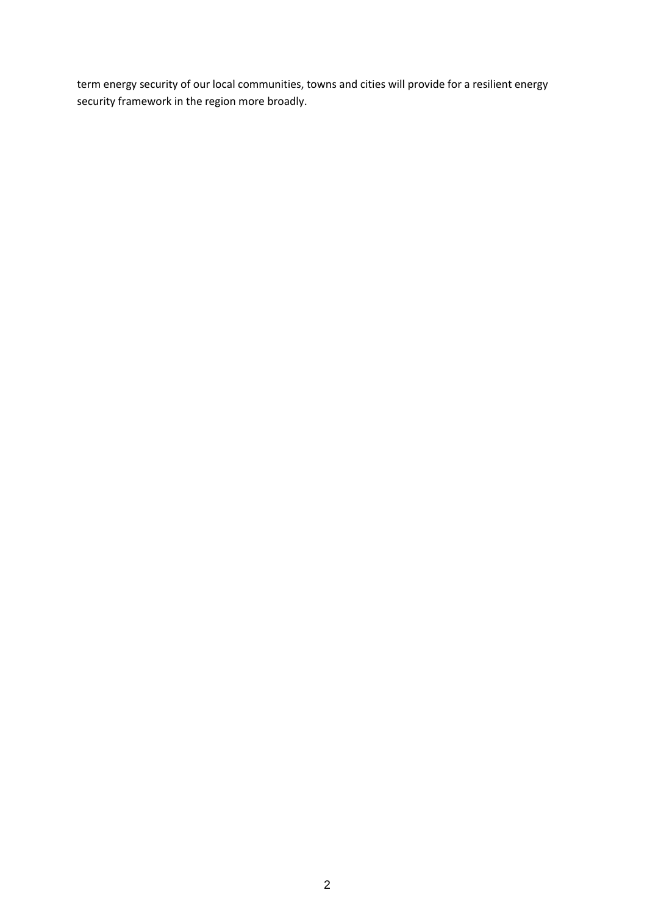term energy security of our local communities, towns and cities will provide for a resilient energy security framework in the region more broadly.